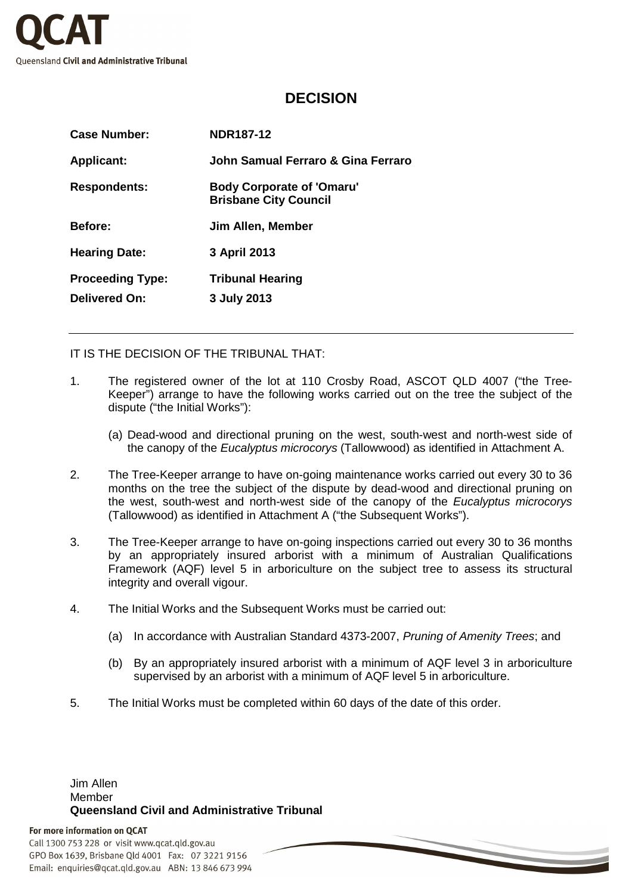QCAT

Queensland **Civil and Administrative Tribunal**

# DECISION

| | |
|---|---|
| **Case Number:** | **NDR187-12** |
| **Applicant:** | **John Samual Ferraro & Gina Ferraro** |
| **Respondents:** | **Body Corporate of 'Omaru'**<br>**Brisbane City Council** |
| **Before:** | **Jim Allen, Member** |
| **Hearing Date:** | **3 April 2013** |
| **Proceeding Type:** | **Tribunal Hearing** |
| **Delivered On:** | **3 July 2013** |

---

IT IS THE DECISION OF THE TRIBUNAL THAT:

1. The registered owner of the lot at 110 Crosby Road, ASCOT QLD 4007 ("the Tree-Keeper") arrange to have the following works carried out on the tree the subject of the dispute ("the Initial Works"):

   (a) Dead-wood and directional pruning on the west, south-west and north-west side of the canopy of the *Eucalyptus microcorys* (Tallowwood) as identified in Attachment A.

2. The Tree-Keeper arrange to have on-going maintenance works carried out every 30 to 36 months on the tree the subject of the dispute by dead-wood and directional pruning on the west, south-west and north-west side of the canopy of the *Eucalyptus microcorys* (Tallowwood) as identified in Attachment A ("the Subsequent Works").

3. The Tree-Keeper arrange to have on-going inspections carried out every 30 to 36 months by an appropriately insured arborist with a minimum of Australian Qualifications Framework (AQF) level 5 in arboriculture on the subject tree to assess its structural integrity and overall vigour.

4. The Initial Works and the Subsequent Works must be carried out:

   (a) In accordance with Australian Standard 4373-2007, *Pruning of Amenity Trees*; and

   (b) By an appropriately insured arborist with a minimum of AQF level 3 in arboriculture supervised by an arborist with a minimum of AQF level 5 in arboriculture.

5. The Initial Works must be completed within 60 days of the date of this order.

Jim Allen
Member
**Queensland Civil and Administrative Tribunal**

**For more information on QCAT**
Call 1300 753 228 or visit www.qcat.qld.gov.au
GPO Box 1639, Brisbane Qld 4001 Fax: 07 3221 9156
Email: enquiries@qcat.qld.gov.au ABN: 13 846 673 994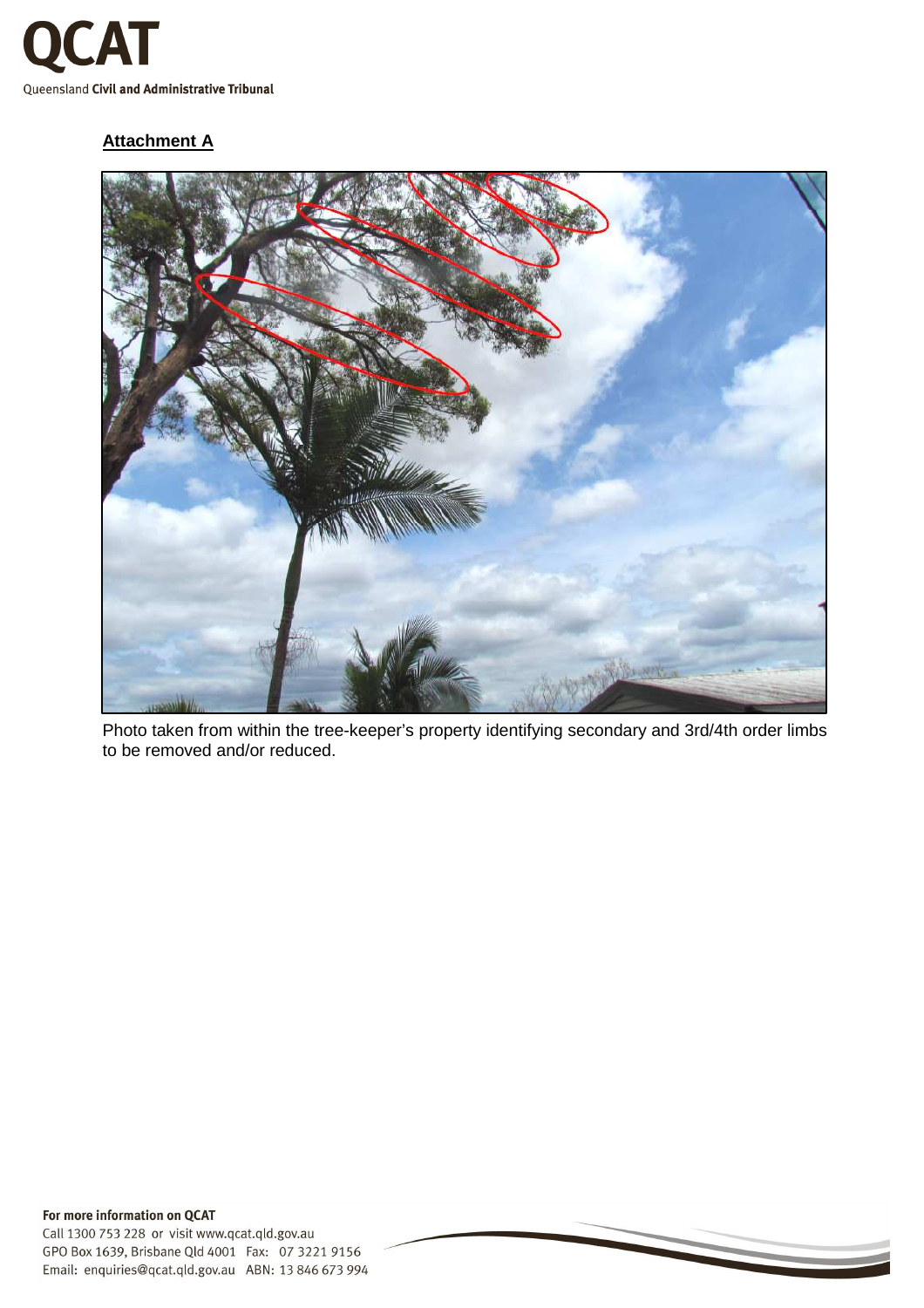**Attachment A**

Photo taken from within the tree-keeper's property identifying secondary and 3rd/4th order limbs to be removed and/or reduced.